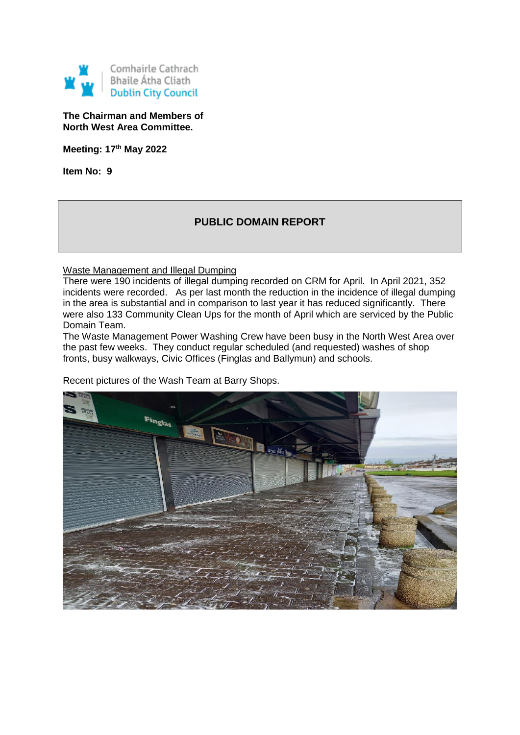Comhairle Cathrach Bhaile Átha Cliath
Dublin City Council

**The Chairman and Members of North West Area Committee.**

**Meeting: 17th May 2022**

**Item No: 9**

## PUBLIC DOMAIN REPORT

Waste Management and Illegal Dumping

There were 190 incidents of illegal dumping recorded on CRM for April. In April 2021, 352 incidents were recorded. As per last month the reduction in the incidence of illegal dumping in the area is substantial and in comparison to last year it has reduced significantly. There were also 133 Community Clean Ups for the month of April which are serviced by the Public Domain Team.

The Waste Management Power Washing Crew have been busy in the North West Area over the past few weeks. They conduct regular scheduled (and requested) washes of shop fronts, busy walkways, Civic Offices (Finglas and Ballymun) and schools.

Recent pictures of the Wash Team at Barry Shops.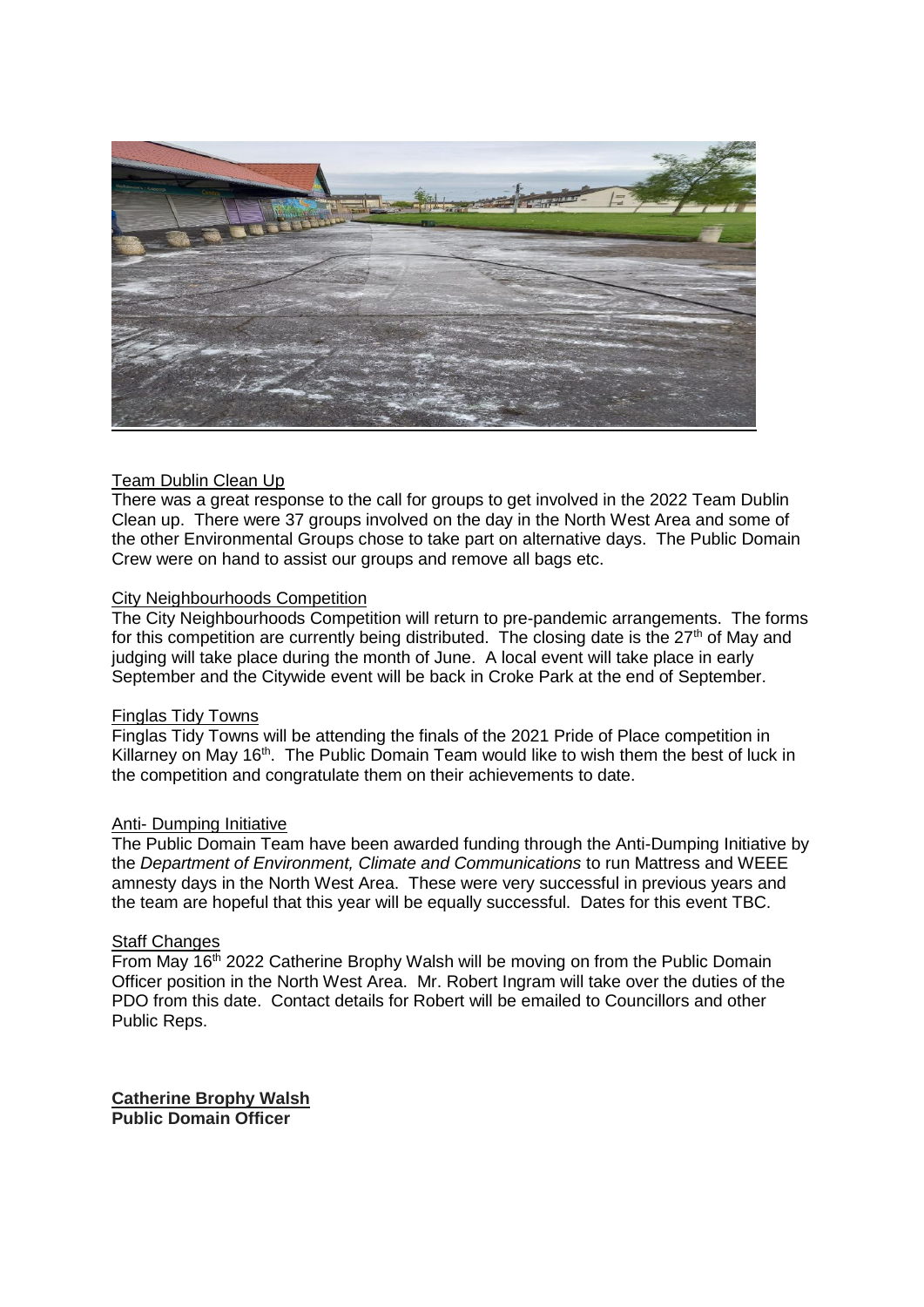Team Dublin Clean Up

There was a great response to the call for groups to get involved in the 2022 Team Dublin Clean up. There were 37 groups involved on the day in the North West Area and some of the other Environmental Groups chose to take part on alternative days. The Public Domain Crew were on hand to assist our groups and remove all bags etc.

City Neighbourhoods Competition

The City Neighbourhoods Competition will return to pre-pandemic arrangements. The forms for this competition are currently being distributed. The closing date is the 27th of May and judging will take place during the month of June. A local event will take place in early September and the Citywide event will be back in Croke Park at the end of September.

Finglas Tidy Towns

Finglas Tidy Towns will be attending the finals of the 2021 Pride of Place competition in Killarney on May 16th. The Public Domain Team would like to wish them the best of luck in the competition and congratulate them on their achievements to date.

Anti- Dumping Initiative

The Public Domain Team have been awarded funding through the Anti-Dumping Initiative by the *Department of Environment, Climate and Communications* to run Mattress and WEEE amnesty days in the North West Area. These were very successful in previous years and the team are hopeful that this year will be equally successful. Dates for this event TBC.

Staff Changes

From May 16th 2022 Catherine Brophy Walsh will be moving on from the Public Domain Officer position in the North West Area. Mr. Robert Ingram will take over the duties of the PDO from this date. Contact details for Robert will be emailed to Councillors and other Public Reps.

**Catherine Brophy Walsh**
**Public Domain Officer**